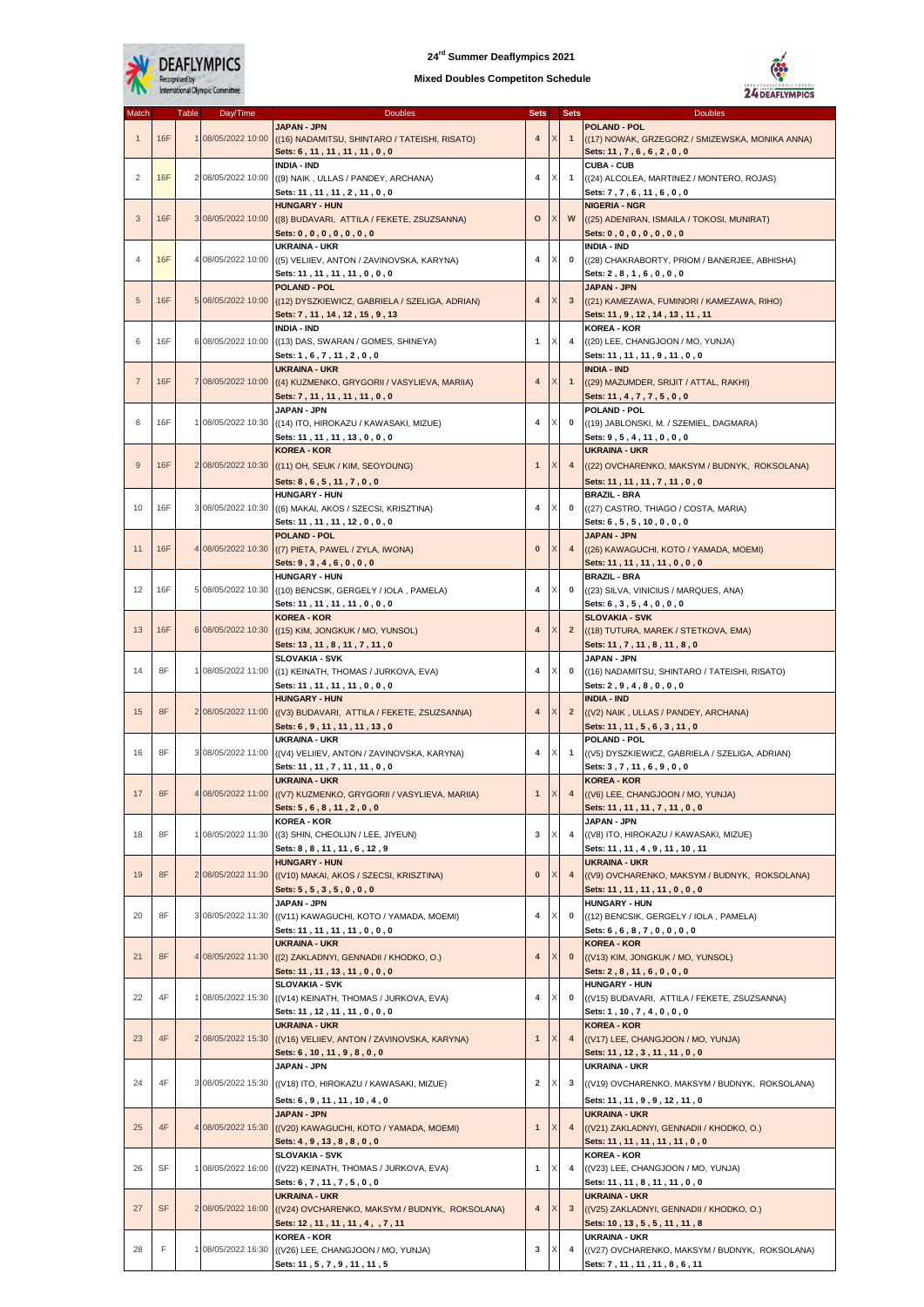# 24rd Summer Deaflympics 2021

## Mixed Doubles Competiton Schedule

| Match | | Table | Day/Time | Doubles | Sets | | Sets | Doubles |
|---|---|---|---|---|---|---|---|---|
| 1 | 16F | 1 | 08/05/2022 10:00 | **JAPAN - JPN** ((16) NADAMITSU, SHINTARO / TATEISHI, RISATO) **Sets: 6 , 11 , 11 , 11 , 11 , 0 , 0** | 4 | X | 1 | **POLAND - POL** ((17) NOWAK, GRZEGORZ / SMIZEWSKA, MONIKA ANNA) **Sets: 11 , 7 , 6 , 6 , 2 , 0 , 0** |
| 2 | 16F | 2 | 08/05/2022 10:00 | **INDIA - IND** ((9) NAIK , ULLAS / PANDEY, ARCHANA) **Sets: 11 , 11 , 11 , 2 , 11 , 0 , 0** | 4 | X | 1 | **CUBA - CUB** ((24) ALCOLEA, MARTINEZ / MONTERO, ROJAS) **Sets: 7 , 7 , 6 , 11 , 6 , 0 , 0** |
| 3 | 16F | 3 | 08/05/2022 10:00 | **HUNGARY - HUN** ((8) BUDAVARI, ATTILA / FEKETE, ZSUZSANNA) **Sets: 0 , 0 , 0 , 0 , 0 , 0 , 0** | O | X | W | **NIGERIA - NGR** ((25) ADENIRAN, ISMAILA / TOKOSI, MUNIRAT) **Sets: 0 , 0 , 0 , 0 , 0 , 0 , 0** |
| 4 | 16F | 4 | 08/05/2022 10:00 | **UKRAINA - UKR** ((5) VELIIEV, ANTON / ZAVINOVSKA, KARYNA) **Sets: 11 , 11 , 11 , 11 , 0 , 0 , 0** | 4 | X | 0 | **INDIA - IND** ((28) CHAKRABORTY, PRIOM / BANERJEE, ABHISHA) **Sets: 2 , 8 , 1 , 6 , 0 , 0 , 0** |
| 5 | 16F | 5 | 08/05/2022 10:00 | **POLAND - POL** ((12) DYSZKIEWICZ, GABRIELA / SZELIGA, ADRIAN) **Sets: 7 , 11 , 14 , 12 , 15 , 9 , 13** | 4 | X | 3 | **JAPAN - JPN** ((21) KAMEZAWA, FUMINORI / KAMEZAWA, RIHO) **Sets: 11 , 9 , 12 , 14 , 13 , 11 , 11** |
| 6 | 16F | 6 | 08/05/2022 10:00 | **INDIA - IND** ((13) DAS, SWARAN / GOMES, SHINEYA) **Sets: 1 , 6 , 7 , 11 , 2 , 0 , 0** | 1 | X | 4 | **KOREA - KOR** ((20) LEE, CHANGJOON / MO, YUNJA) **Sets: 11 , 11 , 11 , 9 , 11 , 0 , 0** |
| 7 | 16F | 7 | 08/05/2022 10:00 | **UKRAINA - UKR** ((4) KUZMENKO, GRYGORII / VASYLIEVA, MARIIA) **Sets: 7 , 11 , 11 , 11 , 11 , 0 , 0** | 4 | X | 1 | **INDIA - IND** ((29) MAZUMDER, SRIJIT / ATTAL, RAKHI) **Sets: 11 , 4 , 7 , 7 , 5 , 0 , 0** |
| 8 | 16F | 1 | 08/05/2022 10:30 | **JAPAN - JPN** ((14) ITO, HIROKAZU / KAWASAKI, MIZUE) **Sets: 11 , 11 , 11 , 13 , 0 , 0 , 0** | 4 | X | 0 | **POLAND - POL** ((19) JABLONSKI, M. / SZEMIEL, DAGMARA) **Sets: 9 , 5 , 4 , 11 , 0 , 0 , 0** |
| 9 | 16F | 2 | 08/05/2022 10:30 | **KOREA - KOR** ((11) OH, SEUK / KIM, SEOYOUNG) **Sets: 8 , 6 , 5 , 11 , 7 , 0 , 0** | 1 | X | 4 | **UKRAINA - UKR** ((22) OVCHARENKO, MAKSYM / BUDNYK, ROKSOLANA) **Sets: 11 , 11 , 11 , 7 , 11 , 0 , 0** |
| 10 | 16F | 3 | 08/05/2022 10:30 | **HUNGARY - HUN** ((6) MAKAI, AKOS / SZECSI, KRISZTINA) **Sets: 11 , 11 , 11 , 12 , 0 , 0 , 0** | 4 | X | 0 | **BRAZIL - BRA** ((27) CASTRO, THIAGO / COSTA, MARIA) **Sets: 6 , 5 , 5 , 10 , 0 , 0 , 0** |
| 11 | 16F | 4 | 08/05/2022 10:30 | **POLAND - POL** ((7) PIETA, PAWEL / ZYLA, IWONA) **Sets: 9 , 3 , 4 , 6 , 0 , 0 , 0** | 0 | X | 4 | **JAPAN - JPN** ((26) KAWAGUCHI, KOTO / YAMADA, MOEMI) **Sets: 11 , 11 , 11 , 11 , 0 , 0 , 0** |
| 12 | 16F | 5 | 08/05/2022 10:30 | **HUNGARY - HUN** ((10) BENCSIK, GERGELY / IOLA , PAMELA) **Sets: 11 , 11 , 11 , 11 , 0 , 0 , 0** | 4 | X | 0 | **BRAZIL - BRA** ((23) SILVA, VINICIUS / MARQUES, ANA) **Sets: 6 , 3 , 5 , 4 , 0 , 0 , 0** |
| 13 | 16F | 6 | 08/05/2022 10:30 | **KOREA - KOR** ((15) KIM, JONGKUK / MO, YUNSOL) **Sets: 13 , 11 , 8 , 11 , 7 , 11 , 0** | 4 | X | 2 | **SLOVAKIA - SVK** ((18) TUTURA, MAREK / STETKOVA, EMA) **Sets: 11 , 7 , 11 , 8 , 11 , 8 , 0** |
| 14 | 8F | 1 | 08/05/2022 11:00 | **SLOVAKIA - SVK** ((1) KEINATH, THOMAS / JURKOVA, EVA) **Sets: 11 , 11 , 11 , 11 , 0 , 0 , 0** | 4 | X | 0 | **JAPAN - JPN** ((16) NADAMITSU, SHINTARO / TATEISHI, RISATO) **Sets: 2 , 9 , 4 , 8 , 0 , 0 , 0** |
| 15 | 8F | 2 | 08/05/2022 11:00 | **HUNGARY - HUN** ((V3) BUDAVARI, ATTILA / FEKETE, ZSUZSANNA) **Sets: 6 , 9 , 11 , 11 , 11 , 13 , 0** | 4 | X | 2 | **INDIA - IND** ((V2) NAIK , ULLAS / PANDEY, ARCHANA) **Sets: 11 , 11 , 5 , 6 , 3 , 11 , 0** |
| 16 | 8F | 3 | 08/05/2022 11:00 | **UKRAINA - UKR** ((V4) VELIIEV, ANTON / ZAVINOVSKA, KARYNA) **Sets: 11 , 11 , 7 , 11 , 11 , 0 , 0** | 4 | X | 1 | **POLAND - POL** ((V5) DYSZKIEWICZ, GABRIELA / SZELIGA, ADRIAN) **Sets: 3 , 7 , 11 , 6 , 9 , 0 , 0** |
| 17 | 8F | 4 | 08/05/2022 11:00 | **UKRAINA - UKR** ((V7) KUZMENKO, GRYGORII / VASYLIEVA, MARIIA) **Sets: 5 , 6 , 8 , 11 , 2 , 0 , 0** | 1 | X | 4 | **KOREA - KOR** ((V6) LEE, CHANGJOON / MO, YUNJA) **Sets: 11 , 11 , 11 , 7 , 11 , 0 , 0** |
| 18 | 8F | 1 | 08/05/2022 11:30 | **KOREA - KOR** ((3) SHIN, CHEOLIJN / LEE, JIYEUN) **Sets: 8 , 8 , 11 , 11 , 6 , 12 , 9** | 3 | X | 4 | **JAPAN - JPN** ((V8) ITO, HIROKAZU / KAWASAKI, MIZUE) **Sets: 11 , 11 , 4 , 9 , 11 , 10 , 11** |
| 19 | 8F | 2 | 08/05/2022 11:30 | **HUNGARY - HUN** ((V10) MAKAI, AKOS / SZECSI, KRISZTINA) **Sets: 5 , 5 , 3 , 5 , 0 , 0 , 0** | 0 | X | 4 | **UKRAINA - UKR** ((V9) OVCHARENKO, MAKSYM / BUDNYK, ROKSOLANA) **Sets: 11 , 11 , 11 , 11 , 0 , 0 , 0** |
| 20 | 8F | 3 | 08/05/2022 11:30 | **JAPAN - JPN** ((V11) KAWAGUCHI, KOTO / YAMADA, MOEMI) **Sets: 11 , 11 , 11 , 11 , 0 , 0 , 0** | 4 | X | 0 | **HUNGARY - HUN** ((12) BENCSIK, GERGELY / IOLA , PAMELA) **Sets: 6 , 6 , 8 , 7 , 0 , 0 , 0** |
| 21 | 8F | 4 | 08/05/2022 11:30 | **UKRAINA - UKR** ((2) ZAKLADNYI, GENNADII / KHODKO, O.) **Sets: 11 , 11 , 13 , 11 , 0 , 0 , 0** | 4 | X | 0 | **KOREA - KOR** ((V13) KIM, JONGKUK / MO, YUNSOL) **Sets: 2 , 8 , 11 , 6 , 0 , 0 , 0** |
| 22 | 4F | 1 | 08/05/2022 15:30 | **SLOVAKIA - SVK** ((V14) KEINATH, THOMAS / JURKOVA, EVA) **Sets: 11 , 12 , 11 , 11 , 0 , 0 , 0** | 4 | X | 0 | **HUNGARY - HUN** ((V15) BUDAVARI, ATTILA / FEKETE, ZSUZSANNA) **Sets: 1 , 10 , 7 , 4 , 0 , 0 , 0** |
| 23 | 4F | 2 | 08/05/2022 15:30 | **UKRAINA - UKR** ((V16) VELIIEV, ANTON / ZAVINOVSKA, KARYNA) **Sets: 6 , 10 , 11 , 9 , 8 , 0 , 0** | 1 | X | 4 | **KOREA - KOR** ((V17) LEE, CHANGJOON / MO, YUNJA) **Sets: 11 , 12 , 3 , 11 , 11 , 0 , 0** |
| 24 | 4F | 3 | 08/05/2022 15:30 | **JAPAN - JPN** ((V18) ITO, HIROKAZU / KAWASAKI, MIZUE) **Sets: 6 , 9 , 11 , 11 , 10 , 4 , 0** | 2 | X | 3 | **UKRAINA - UKR** ((V19) OVCHARENKO, MAKSYM / BUDNYK, ROKSOLANA) **Sets: 11 , 11 , 9 , 9 , 12 , 11 , 0** |
| 25 | 4F | 4 | 08/05/2022 15:30 | **JAPAN - JPN** ((V20) KAWAGUCHI, KOTO / YAMADA, MOEMI) **Sets: 4 , 9 , 13 , 8 , 8 , 0 , 0** | 1 | X | 4 | **UKRAINA - UKR** ((V21) ZAKLADNYI, GENNADII / KHODKO, O.) **Sets: 11 , 11 , 11 , 11 , 11 , 0 , 0** |
| 26 | SF | 1 | 08/05/2022 16:00 | **SLOVAKIA - SVK** ((V22) KEINATH, THOMAS / JURKOVA, EVA) **Sets: 6 , 7 , 11 , 7 , 5 , 0 , 0** | 1 | X | 4 | **KOREA - KOR** ((V23) LEE, CHANGJOON / MO, YUNJA) **Sets: 11 , 11 , 8 , 11 , 11 , 0 , 0** |
| 27 | SF | 2 | 08/05/2022 16:00 | **UKRAINA - UKR** ((V24) OVCHARENKO, MAKSYM / BUDNYK, ROKSOLANA) **Sets: 12 , 11 , 11 , 11 , 4 , , 7 , 11** | 4 | X | 3 | **UKRAINA - UKR** ((V25) ZAKLADNYI, GENNADII / KHODKO, O.) **Sets: 10 , 13 , 5 , 5 , 11 , 11 , 8** |
| 28 | F | 1 | 08/05/2022 16:30 | **KOREA - KOR** ((V26) LEE, CHANGJOON / MO, YUNJA) **Sets: 11 , 5 , 7 , 9 , 11 , 11 , 5** | 3 | X | 4 | **UKRAINA - UKR** ((V27) OVCHARENKO, MAKSYM / BUDNYK, ROKSOLANA) **Sets: 7 , 11 , 11 , 11 , 8 , 6 , 11** |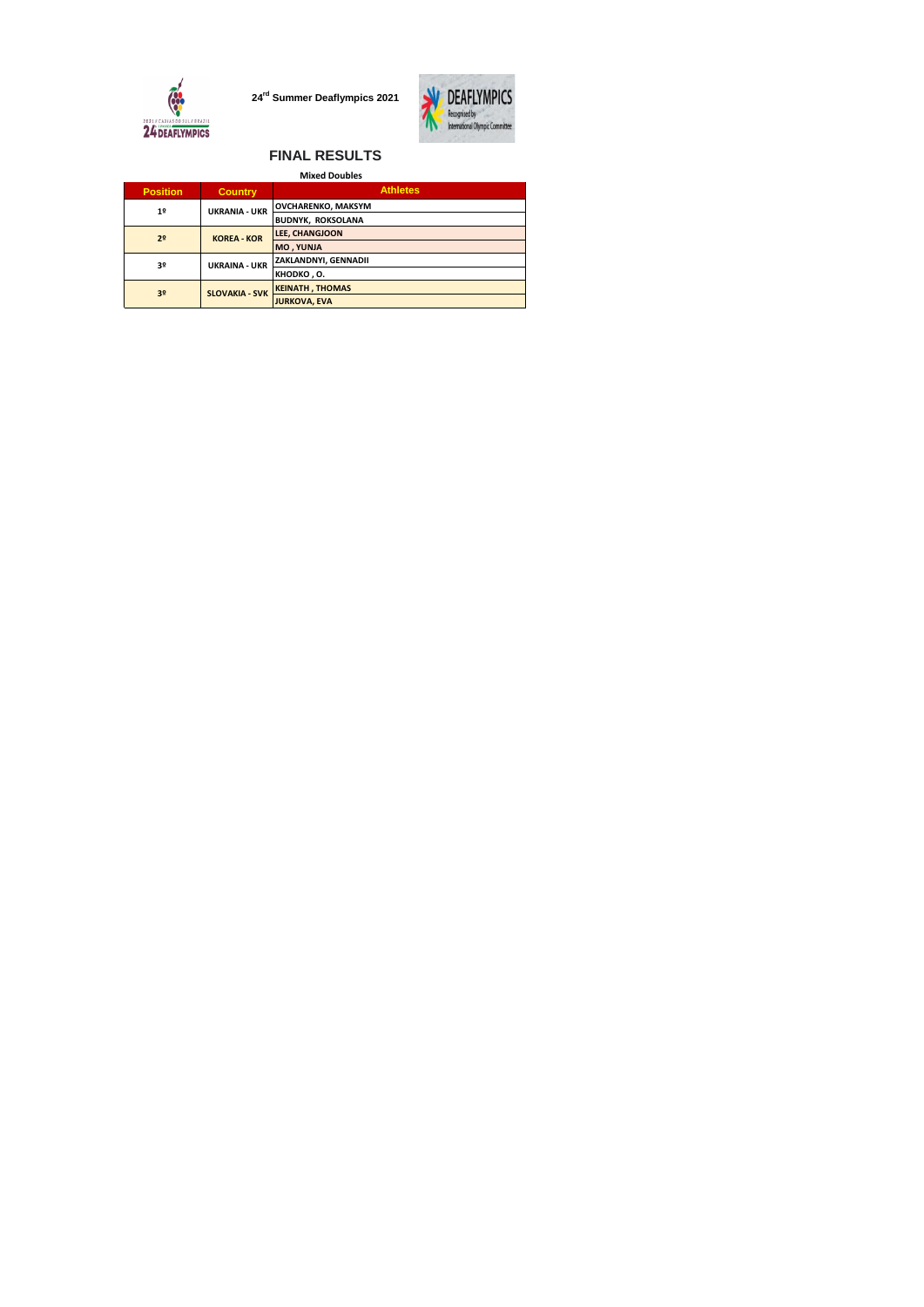24[rd] Summer Deaflympics 2021

# FINAL RESULTS

**Mixed Doubles**

| Position | Country | Athletes |
|---|---|---|
| 1º | UKRANIA - UKR | OVCHARENKO, MAKSYM |
| | | BUDNYK, ROKSOLANA |
| 2º | KOREA - KOR | LEE, CHANGJOON |
| | | MO , YUNJA |
| 3º | UKRAINA - UKR | ZAKLANDNYI, GENNADII |
| | | KHODKO , O. |
| 3º | SLOVAKIA - SVK | KEINATH , THOMAS |
| | | JURKOVA, EVA |